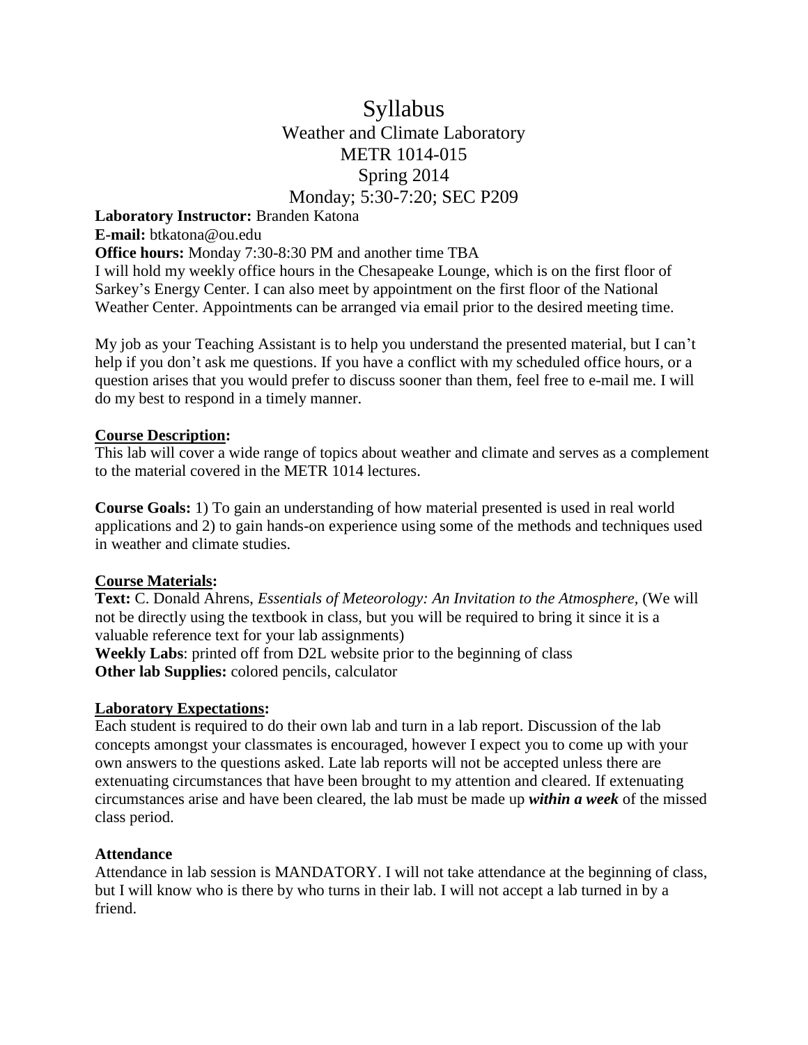# Syllabus

## Weather and Climate Laboratory
## METR 1014-015
## Spring 2014
## Monday; 5:30-7:20; SEC P209

**Laboratory Instructor:** Branden Katona
**E-mail:** btkatona@ou.edu
**Office hours:** Monday 7:30-8:30 PM and another time TBA
I will hold my weekly office hours in the Chesapeake Lounge, which is on the first floor of Sarkey's Energy Center. I can also meet by appointment on the first floor of the National Weather Center. Appointments can be arranged via email prior to the desired meeting time.

My job as your Teaching Assistant is to help you understand the presented material, but I can't help if you don't ask me questions. If you have a conflict with my scheduled office hours, or a question arises that you would prefer to discuss sooner than them, feel free to e-mail me. I will do my best to respond in a timely manner.

**Course Description:**
This lab will cover a wide range of topics about weather and climate and serves as a complement to the material covered in the METR 1014 lectures.

**Course Goals:** 1) To gain an understanding of how material presented is used in real world applications and 2) to gain hands-on experience using some of the methods and techniques used in weather and climate studies.

**Course Materials:**
**Text:** C. Donald Ahrens, *Essentials of Meteorology: An Invitation to the Atmosphere*, (We will not be directly using the textbook in class, but you will be required to bring it since it is a valuable reference text for your lab assignments)
**Weekly Labs**: printed off from D2L website prior to the beginning of class
**Other lab Supplies:** colored pencils, calculator

**Laboratory Expectations:**
Each student is required to do their own lab and turn in a lab report. Discussion of the lab concepts amongst your classmates is encouraged, however I expect you to come up with your own answers to the questions asked. Late lab reports will not be accepted unless there are extenuating circumstances that have been brought to my attention and cleared. If extenuating circumstances arise and have been cleared, the lab must be made up ***within a week*** of the missed class period.

**Attendance**
Attendance in lab session is MANDATORY. I will not take attendance at the beginning of class, but I will know who is there by who turns in their lab. I will not accept a lab turned in by a friend.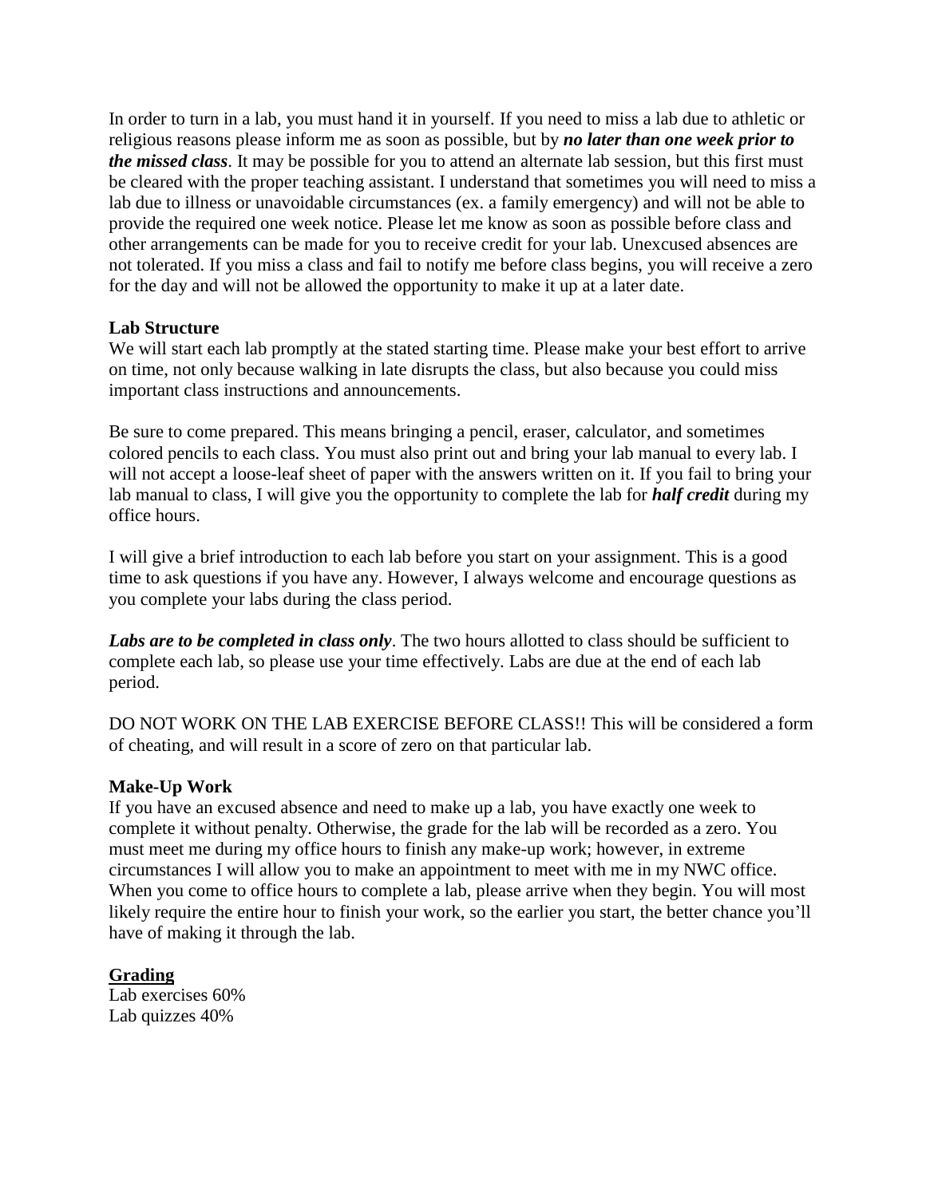In order to turn in a lab, you must hand it in yourself. If you need to miss a lab due to athletic or religious reasons please inform me as soon as possible, but by ***no later than one week prior to the missed class***. It may be possible for you to attend an alternate lab session, but this first must be cleared with the proper teaching assistant. I understand that sometimes you will need to miss a lab due to illness or unavoidable circumstances (ex. a family emergency) and will not be able to provide the required one week notice. Please let me know as soon as possible before class and other arrangements can be made for you to receive credit for your lab. Unexcused absences are not tolerated. If you miss a class and fail to notify me before class begins, you will receive a zero for the day and will not be allowed the opportunity to make it up at a later date.

**Lab Structure**

We will start each lab promptly at the stated starting time. Please make your best effort to arrive on time, not only because walking in late disrupts the class, but also because you could miss important class instructions and announcements.

Be sure to come prepared. This means bringing a pencil, eraser, calculator, and sometimes colored pencils to each class. You must also print out and bring your lab manual to every lab. I will not accept a loose-leaf sheet of paper with the answers written on it. If you fail to bring your lab manual to class, I will give you the opportunity to complete the lab for ***half credit*** during my office hours.

I will give a brief introduction to each lab before you start on your assignment. This is a good time to ask questions if you have any. However, I always welcome and encourage questions as you complete your labs during the class period.

***Labs are to be completed in class only***. The two hours allotted to class should be sufficient to complete each lab, so please use your time effectively. Labs are due at the end of each lab period.

DO NOT WORK ON THE LAB EXERCISE BEFORE CLASS!! This will be considered a form of cheating, and will result in a score of zero on that particular lab.

**Make-Up Work**

If you have an excused absence and need to make up a lab, you have exactly one week to complete it without penalty. Otherwise, the grade for the lab will be recorded as a zero. You must meet me during my office hours to finish any make-up work; however, in extreme circumstances I will allow you to make an appointment to meet with me in my NWC office. When you come to office hours to complete a lab, please arrive when they begin. You will most likely require the entire hour to finish your work, so the earlier you start, the better chance you'll have of making it through the lab.

**Grading**

Lab exercises 60%
Lab quizzes 40%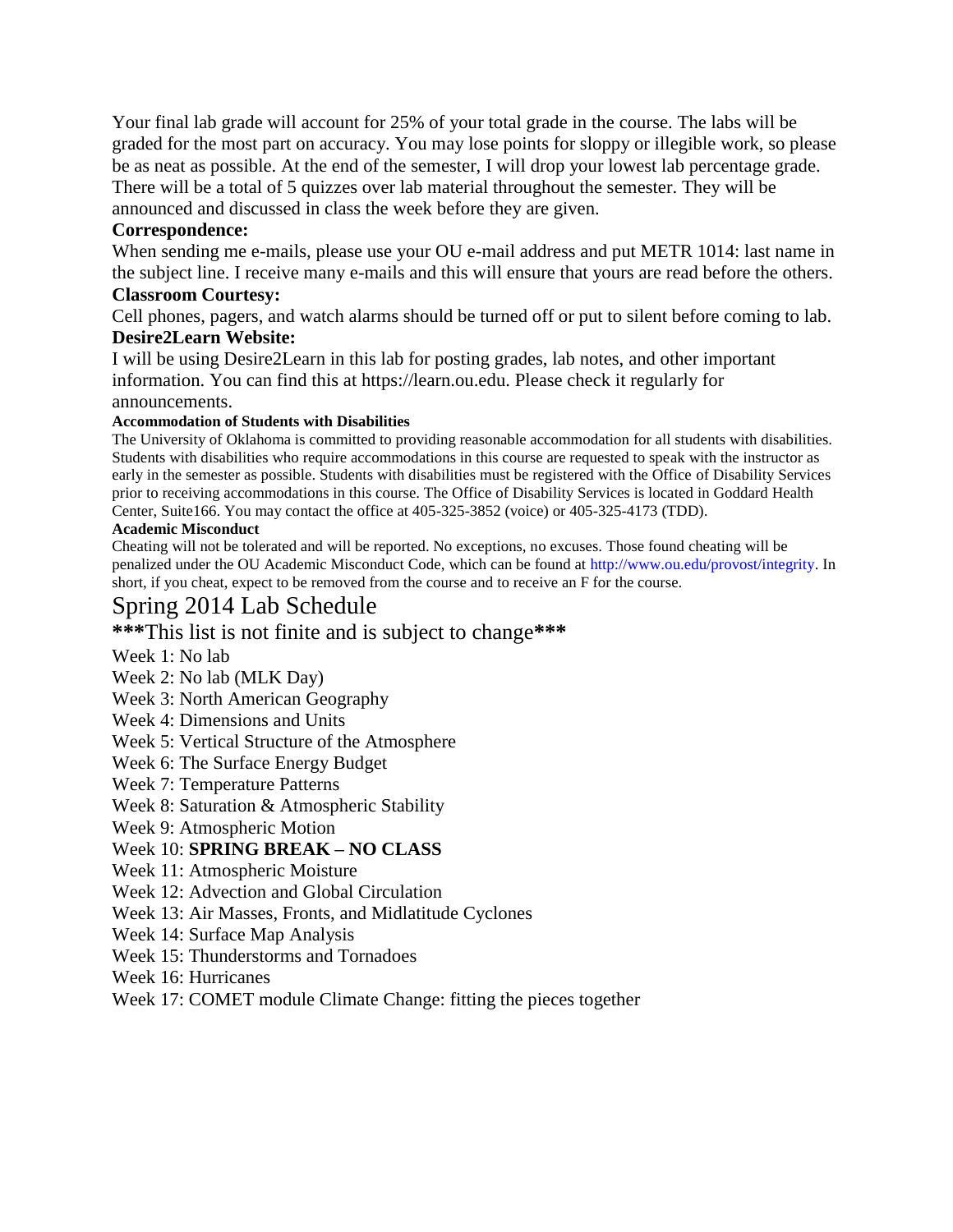Your final lab grade will account for 25% of your total grade in the course. The labs will be graded for the most part on accuracy. You may lose points for sloppy or illegible work, so please be as neat as possible. At the end of the semester, I will drop your lowest lab percentage grade. There will be a total of 5 quizzes over lab material throughout the semester. They will be announced and discussed in class the week before they are given.

**Correspondence:**

When sending me e-mails, please use your OU e-mail address and put METR 1014: last name in the subject line. I receive many e-mails and this will ensure that yours are read before the others.

**Classroom Courtesy:**

Cell phones, pagers, and watch alarms should be turned off or put to silent before coming to lab.

**Desire2Learn Website:**

I will be using Desire2Learn in this lab for posting grades, lab notes, and other important information. You can find this at https://learn.ou.edu. Please check it regularly for announcements.

**Accommodation of Students with Disabilities**

The University of Oklahoma is committed to providing reasonable accommodation for all students with disabilities. Students with disabilities who require accommodations in this course are requested to speak with the instructor as early in the semester as possible. Students with disabilities must be registered with the Office of Disability Services prior to receiving accommodations in this course. The Office of Disability Services is located in Goddard Health Center, Suite166. You may contact the office at 405-325-3852 (voice) or 405-325-4173 (TDD).

**Academic Misconduct**

Cheating will not be tolerated and will be reported. No exceptions, no excuses. Those found cheating will be penalized under the OU Academic Misconduct Code, which can be found at http://www.ou.edu/provost/integrity. In short, if you cheat, expect to be removed from the course and to receive an F for the course.

# Spring 2014 Lab Schedule

**\*\*\***This list is not finite and is subject to change**\*\*\***

Week 1: No lab
Week 2: No lab (MLK Day)
Week 3: North American Geography
Week 4: Dimensions and Units
Week 5: Vertical Structure of the Atmosphere
Week 6: The Surface Energy Budget
Week 7: Temperature Patterns
Week 8: Saturation & Atmospheric Stability
Week 9: Atmospheric Motion
Week 10: **SPRING BREAK – NO CLASS**
Week 11: Atmospheric Moisture
Week 12: Advection and Global Circulation
Week 13: Air Masses, Fronts, and Midlatitude Cyclones
Week 14: Surface Map Analysis
Week 15: Thunderstorms and Tornadoes
Week 16: Hurricanes
Week 17: COMET module Climate Change: fitting the pieces together